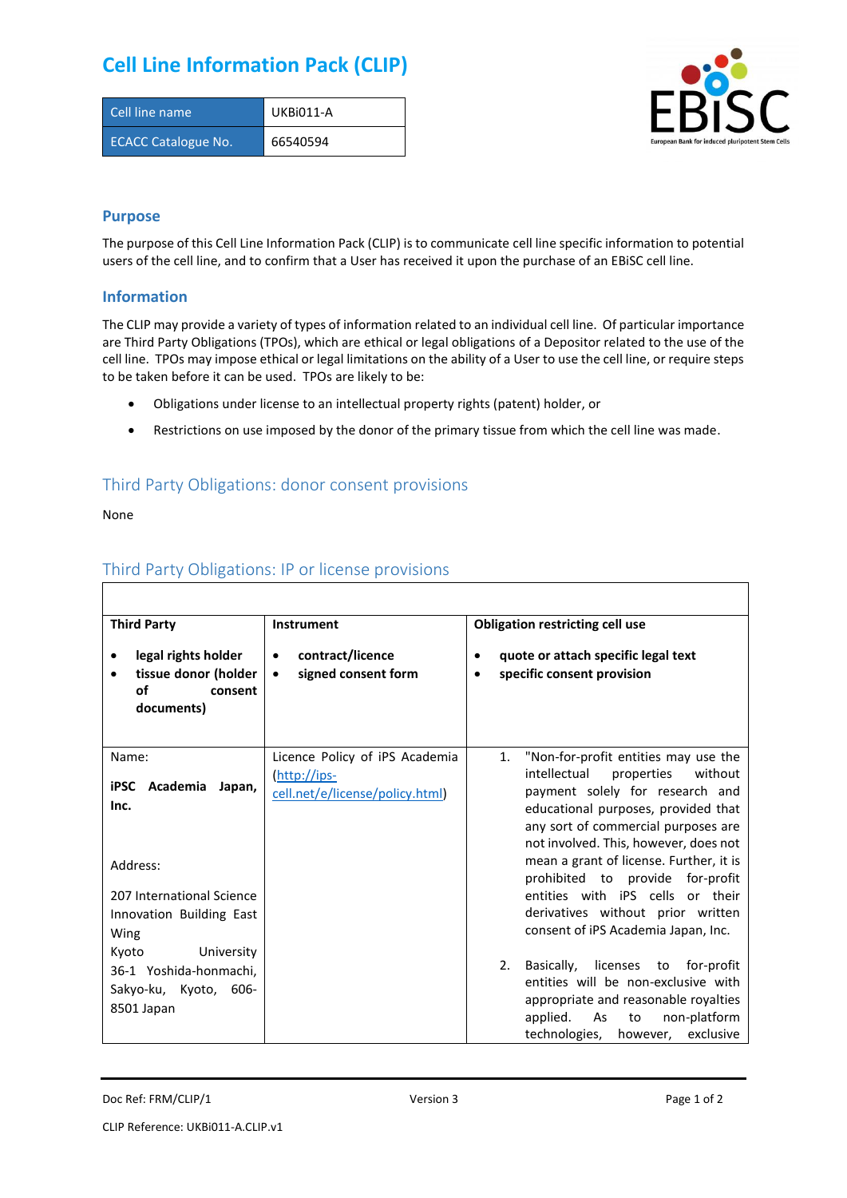# Cell Line Information Pack (CLIP)

| Cell line name | UKBi011-A |
|---|---|
| ECACC Catalogue No. | 66540594 |

## Purpose

The purpose of this Cell Line Information Pack (CLIP) is to communicate cell line specific information to potential users of the cell line, and to confirm that a User has received it upon the purchase of an EBiSC cell line.

## Information

The CLIP may provide a variety of types of information related to an individual cell line. Of particular importance are Third Party Obligations (TPOs), which are ethical or legal obligations of a Depositor related to the use of the cell line. TPOs may impose ethical or legal limitations on the ability of a User to use the cell line, or require steps to be taken before it can be used. TPOs are likely to be:

- Obligations under license to an intellectual property rights (patent) holder, or
- Restrictions on use imposed by the donor of the primary tissue from which the cell line was made.

## Third Party Obligations: donor consent provisions

None

## Third Party Obligations: IP or license provisions

| **Third Party**<br>• **legal rights holder**<br>• **tissue donor (holder of consent documents)** | **Instrument**<br>• **contract/licence**<br>• **signed consent form** | **Obligation restricting cell use**<br>• **quote or attach specific legal text**<br>• **specific consent provision** |
|---|---|---|
| Name:<br>**iPSC Academia Japan, Inc.**<br><br>Address:<br>207 International Science Innovation Building East Wing<br>Kyoto University<br>36-1 Yoshida-honmachi, Sakyo-ku, Kyoto, 606-8501 Japan | Licence Policy of iPS Academia (http://ips-cell.net/e/license/policy.html) | 1. "Non-for-profit entities may use the intellectual properties without payment solely for research and educational purposes, provided that any sort of commercial purposes are not involved. This, however, does not mean a grant of license. Further, it is prohibited to provide for-profit entities with iPS cells or their derivatives without prior written consent of iPS Academia Japan, Inc.<br><br>2. Basically, licenses to for-profit entities will be non-exclusive with appropriate and reasonable royalties applied. As to non-platform technologies, however, exclusive |

Doc Ref: FRM/CLIP/1 Version 3

CLIP Reference: UKBi011-A.CLIP.v1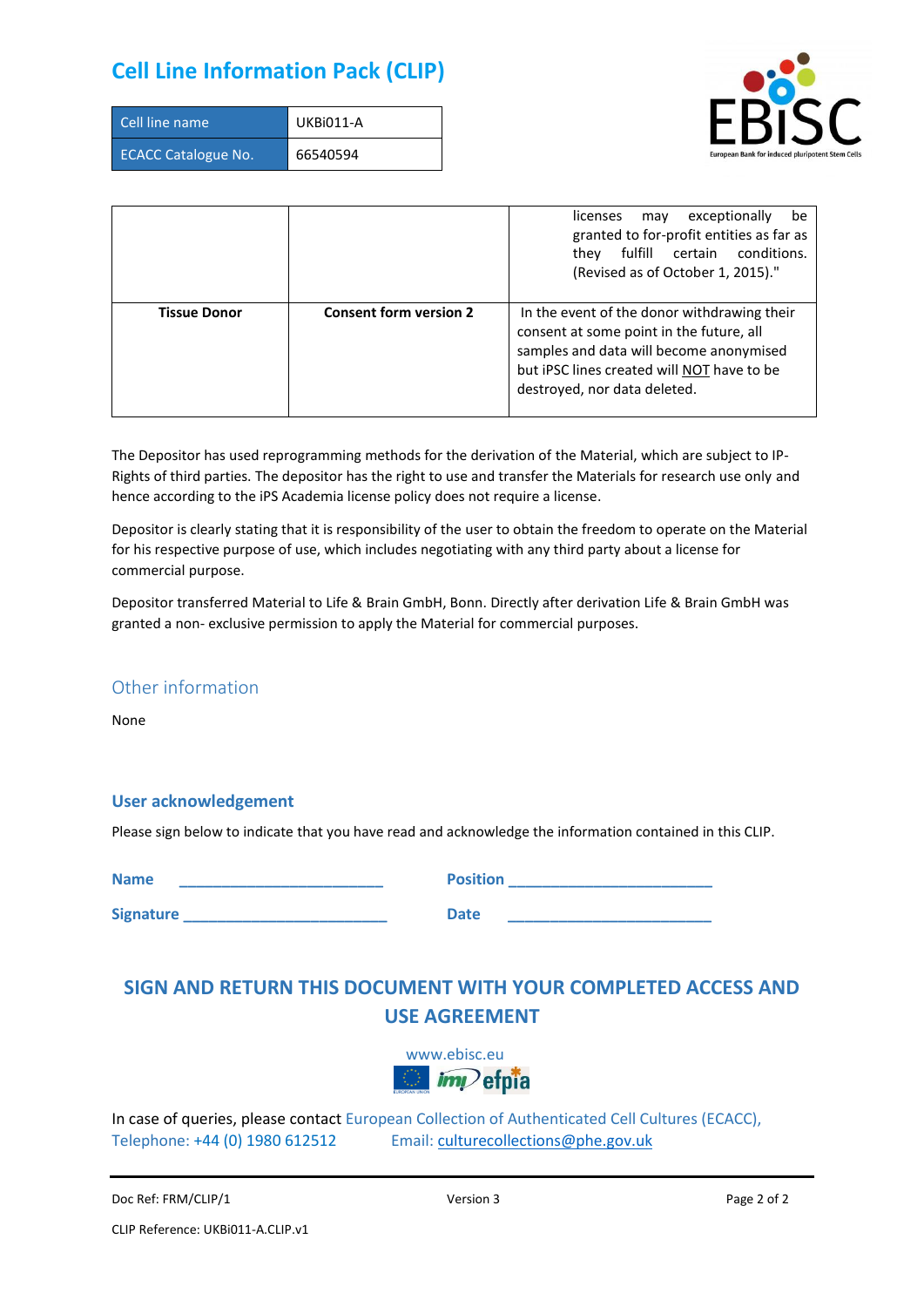# Cell Line Information Pack (CLIP)

| Cell line name | UKBi011-A |
| --- | --- |
| ECACC Catalogue No. | 66540594 |

| | | |
| --- | --- | --- |
| | | licenses may exceptionally be granted to for-profit entities as far as they fulfill certain conditions. (Revised as of October 1, 2015)." |
| **Tissue Donor** | **Consent form version 2** | In the event of the donor withdrawing their consent at some point in the future, all samples and data will become anonymised but iPSC lines created will NOT have to be destroyed, nor data deleted. |

The Depositor has used reprogramming methods for the derivation of the Material, which are subject to IP-Rights of third parties. The depositor has the right to use and transfer the Materials for research use only and hence according to the iPS Academia license policy does not require a license.

Depositor is clearly stating that it is responsibility of the user to obtain the freedom to operate on the Material for his respective purpose of use, which includes negotiating with any third party about a license for commercial purpose.

Depositor transferred Material to Life & Brain GmbH, Bonn. Directly after derivation Life & Brain GmbH was granted a non- exclusive permission to apply the Material for commercial purposes.

## Other information

None

## User acknowledgement

Please sign below to indicate that you have read and acknowledge the information contained in this CLIP.

**Name** ________________________ **Position** ________________________

**Signature** ________________________ **Date** ________________________

**SIGN AND RETURN THIS DOCUMENT WITH YOUR COMPLETED ACCESS AND USE AGREEMENT**

www.ebisc.eu

In case of queries, please contact European Collection of Authenticated Cell Cultures (ECACC), Telephone: +44 (0) 1980 612512 Email: culturecollections@phe.gov.uk

Doc Ref: FRM/CLIP/1 Version 3

CLIP Reference: UKBi011-A.CLIP.v1